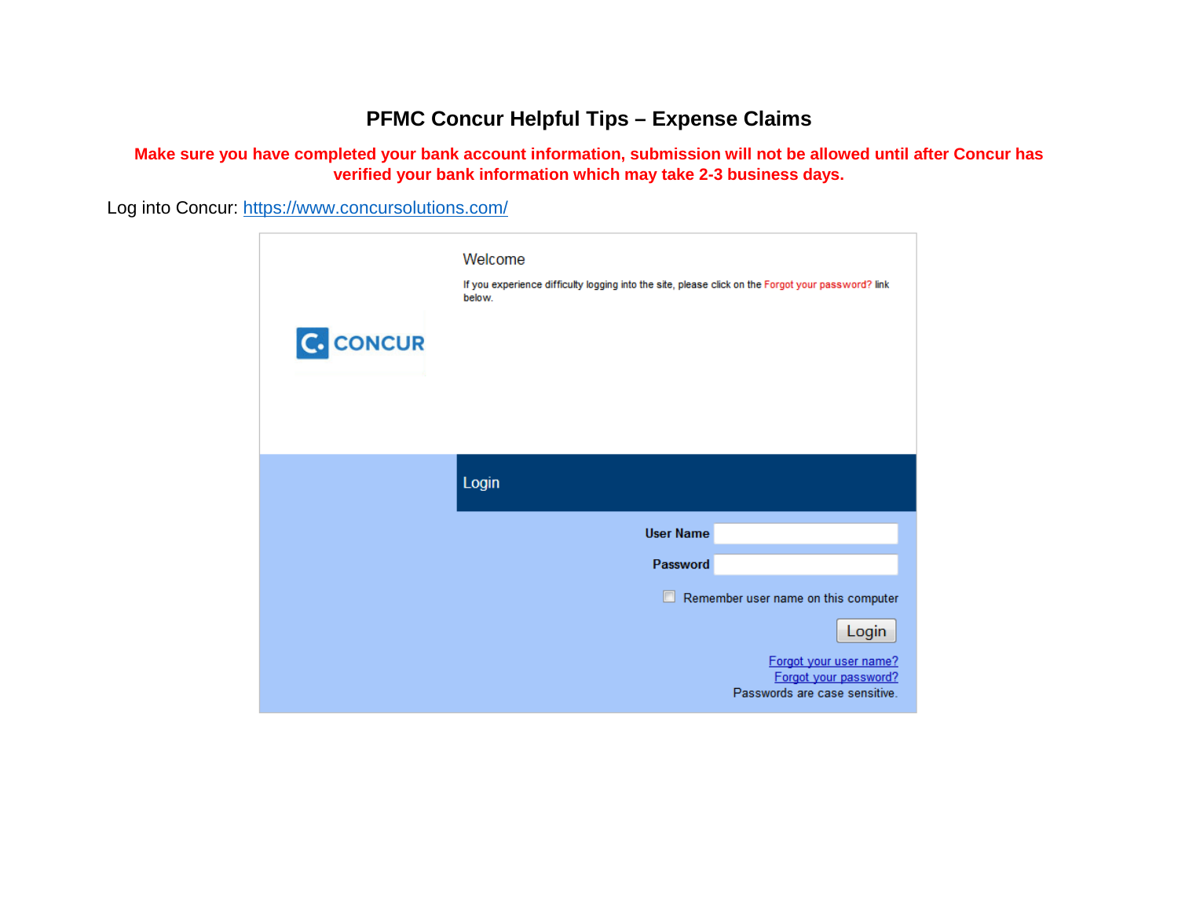# PFMC Concur Helpful Tips – Expense Claims

**Make sure you have completed your bank account information, submission will not be allowed until after Concur has verified your bank information which may take 2-3 business days.**

Log into Concur: https://www.concursolutions.com/

Welcome

If you experience difficulty logging into the site, please click on the Forgot your password? link below.

CONCUR

Login

User Name

Password

Remember user name on this computer

Login

Forgot your user name?
Forgot your password?
Passwords are case sensitive.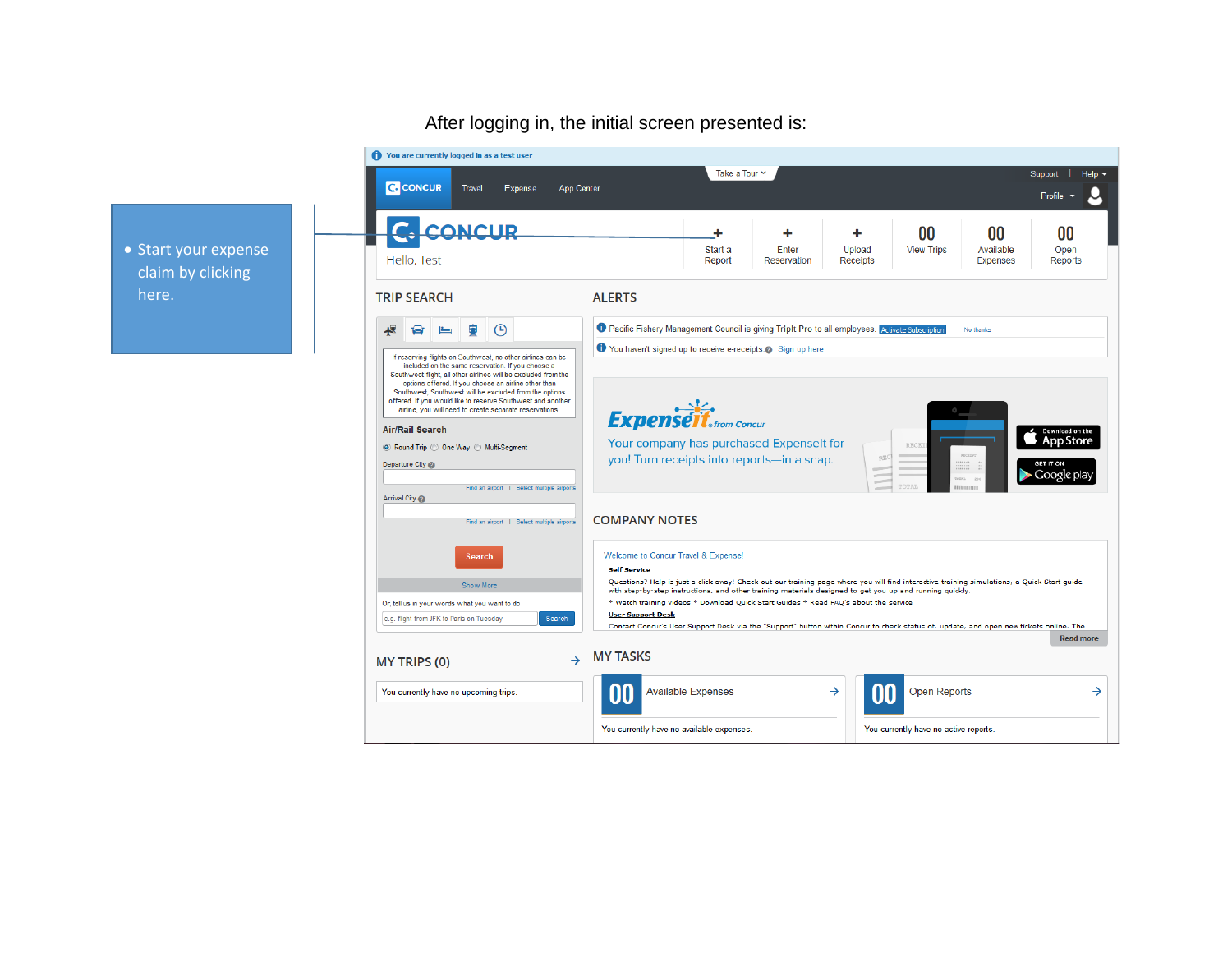After logging in, the initial screen presented is:

- Start your expense claim by clicking here.

You are currently logged in as a test user

CONCUR Travel Expense App Center

Take a Tour

Support | Help

Profile

CONCUR

Hello, Test

Start a Report | Enter Reservation | Upload Receipts | 00 View Trips | 00 Available Expenses | 00 Open Reports

## TRIP SEARCH

If reserving flights on Southwest, no other airlines can be included on the same reservation. If you choose a Southwest flight, all other airlines will be excluded from the options offered. If you choose an airline other than Southwest, Southwest will be excluded from the options offered. If you would like to reserve Southwest and another airline, you will need to create separate reservations.

Air/Rail Search

Round Trip One Way Multi-Segment

Departure City

Find an airport | Select multiple airports

Arrival City

Find an airport | Select multiple airports

Search

Show More

Or, tell us in your words what you want to do

e.g. flight from JFK to Paris on Tuesday Search

## ALERTS

Pacific Fishery Management Council is giving TripIt Pro to all employees. Activate Subscription No thanks

You haven't signed up to receive e-receipts Sign up here

ExpenseIt from Concur

Your company has purchased ExpenseIt for you! Turn receipts into reports—in a snap.

Download on the App Store

GET IT ON Google play

## COMPANY NOTES

Welcome to Concur Travel & Expense!

Self Service

Questions? Help is just a click away! Check out our training page where you will find interactive training simulations, a Quick Start guide with step-by-step instructions, and other training materials designed to get you up and running quickly.

* Watch training videos * Download Quick Start Guides * Read FAQ's about the service

User Support Desk

Contact Concur's User Support Desk via the "Support" button within Concur to check status of, update, and open new tickets online. The

Read more

## MY TRIPS (0)

You currently have no upcoming trips.

## MY TASKS

00 Available Expenses

You currently have no available expenses.

00 Open Reports

You currently have no active reports.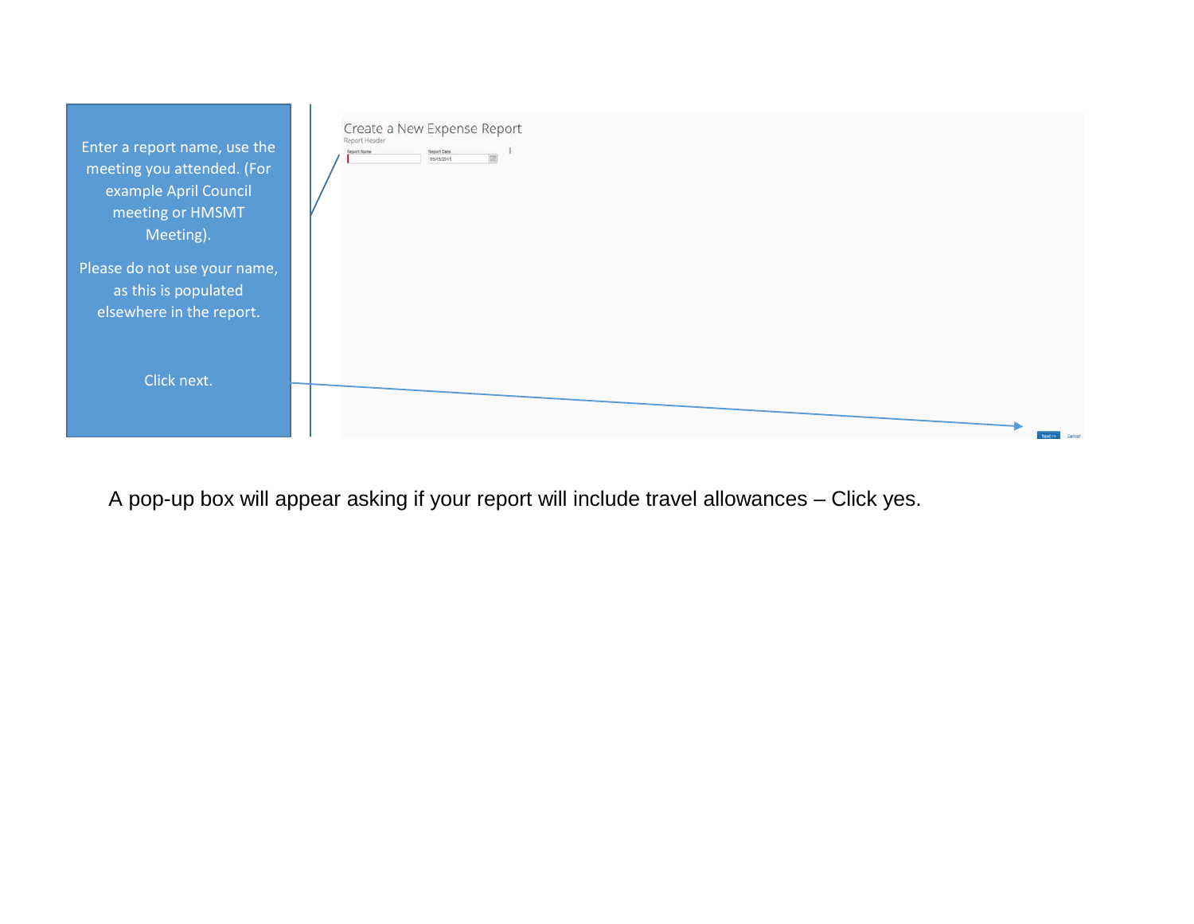Enter a report name, use the meeting you attended. (For example April Council meeting or HMSMT Meeting).

Please do not use your name, as this is populated elsewhere in the report.

Click next.

Create a New Expense Report

Report Header

Report Name

Report Date

05/15/2015

Next >>

Cancel

A pop-up box will appear asking if your report will include travel allowances – Click yes.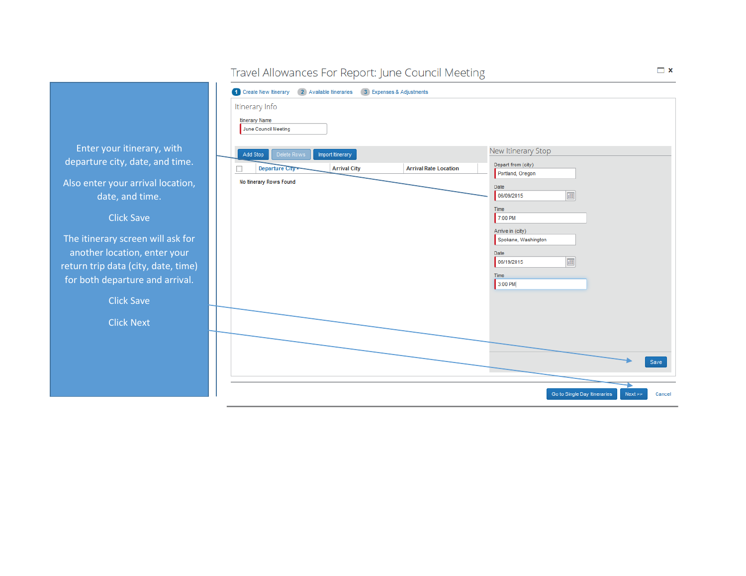Enter your itinerary, with departure city, date, and time.

Also enter your arrival location, date, and time.

Click Save

The itinerary screen will ask for another location, enter your return trip data (city, date, time) for both departure and arrival.

Click Save

Click Next

Travel Allowances For Report: June Council Meeting

1 Create New Itinerary   2 Available Itineraries   3 Expenses & Adjustments

Itinerary Info

Itinerary Name: June Council Meeting

Add Stop | Delete Rows | Import Itinerary

| | Departure City | Arrival City | Arrival Rate Location |
|---|---|---|---|

No Itinerary Rows Found

New Itinerary Stop

Depart from (city): Portland, Oregon

Date: 06/09/2015

Time: 7:00 PM

Arrive in (city): Spokane, Washington

Date: 06/19/2015

Time: 3:00 PM

Save

Go to Single Day Itineraries | Next >> | Cancel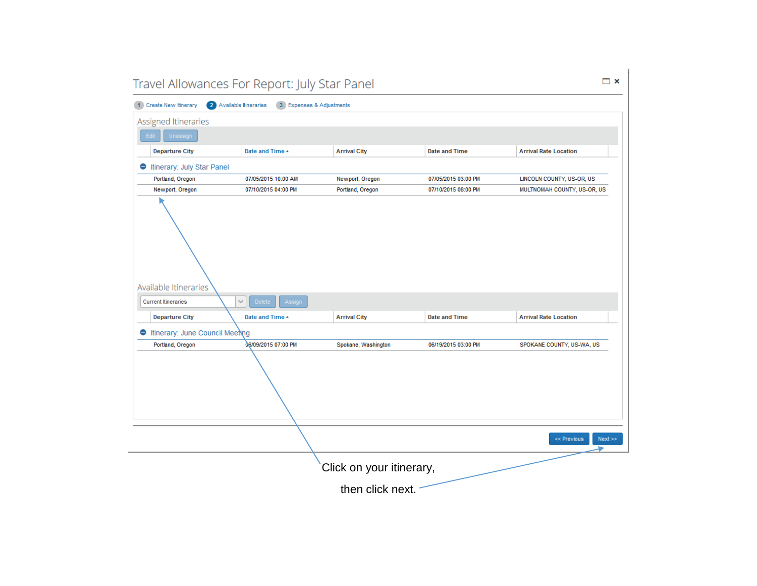# Travel Allowances For Report: July Star Panel

1 Create New Itinerary   2 Available Itineraries   3 Expenses & Adjustments

## Assigned Itineraries

Edit   Unassign

| Departure City | Date and Time | Arrival City | Date and Time | Arrival Rate Location |
|---|---|---|---|---|
| **Itinerary: July Star Panel** | | | | |
| Portland, Oregon | 07/05/2015 10:00 AM | Newport, Oregon | 07/05/2015 03:00 PM | LINCOLN COUNTY, US-OR, US |
| Newport, Oregon | 07/10/2015 04:00 PM | Portland, Oregon | 07/10/2015 08:00 PM | MULTNOMAH COUNTY, US-OR, US |

## Available Itineraries

Current Itineraries   Delete   Assign

| Departure City | Date and Time | Arrival City | Date and Time | Arrival Rate Location |
|---|---|---|---|---|
| **Itinerary: June Council Meeting** | | | | |
| Portland, Oregon | 06/09/2015 07:00 PM | Spokane, Washington | 06/19/2015 03:00 PM | SPOKANE COUNTY, US-WA, US |

<< Previous   Next >>

Click on your itinerary,

then click next.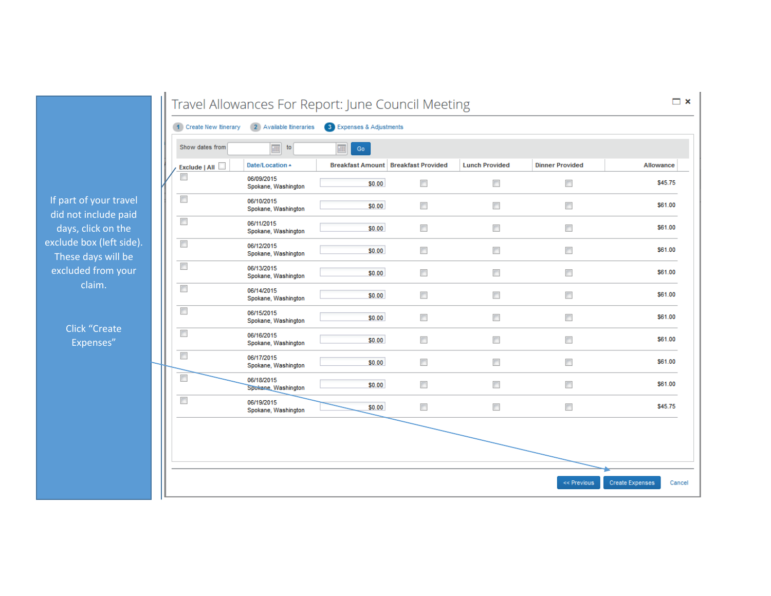If part of your travel did not include paid days, click on the exclude box (left side). These days will be excluded from your claim.

Click “Create Expenses”

# Travel Allowances For Report: June Council Meeting

1 Create New Itinerary | 2 Available Itineraries | 3 Expenses & Adjustments

Show dates from [ ] to [ ] Go

| Exclude \| All | Date/Location | Breakfast Amount | Breakfast Provided | Lunch Provided | Dinner Provided | Allowance |
|---|---|---|---|---|---|---|
| ☐ | 06/09/2015 Spokane, Washington | $0.00 | ☐ | ☐ | ☐ | $45.75 |
| ☐ | 06/10/2015 Spokane, Washington | $0.00 | ☐ | ☐ | ☐ | $61.00 |
| ☐ | 06/11/2015 Spokane, Washington | $0.00 | ☐ | ☐ | ☐ | $61.00 |
| ☐ | 06/12/2015 Spokane, Washington | $0.00 | ☐ | ☐ | ☐ | $61.00 |
| ☐ | 06/13/2015 Spokane, Washington | $0.00 | ☐ | ☐ | ☐ | $61.00 |
| ☐ | 06/14/2015 Spokane, Washington | $0.00 | ☐ | ☐ | ☐ | $61.00 |
| ☐ | 06/15/2015 Spokane, Washington | $0.00 | ☐ | ☐ | ☐ | $61.00 |
| ☐ | 06/16/2015 Spokane, Washington | $0.00 | ☐ | ☐ | ☐ | $61.00 |
| ☐ | 06/17/2015 Spokane, Washington | $0.00 | ☐ | ☐ | ☐ | $61.00 |
| ☐ | 06/18/2015 Spokane, Washington | $0.00 | ☐ | ☐ | ☐ | $61.00 |
| ☐ | 06/19/2015 Spokane, Washington | $0.00 | ☐ | ☐ | ☐ | $45.75 |

<< Previous | Create Expenses | Cancel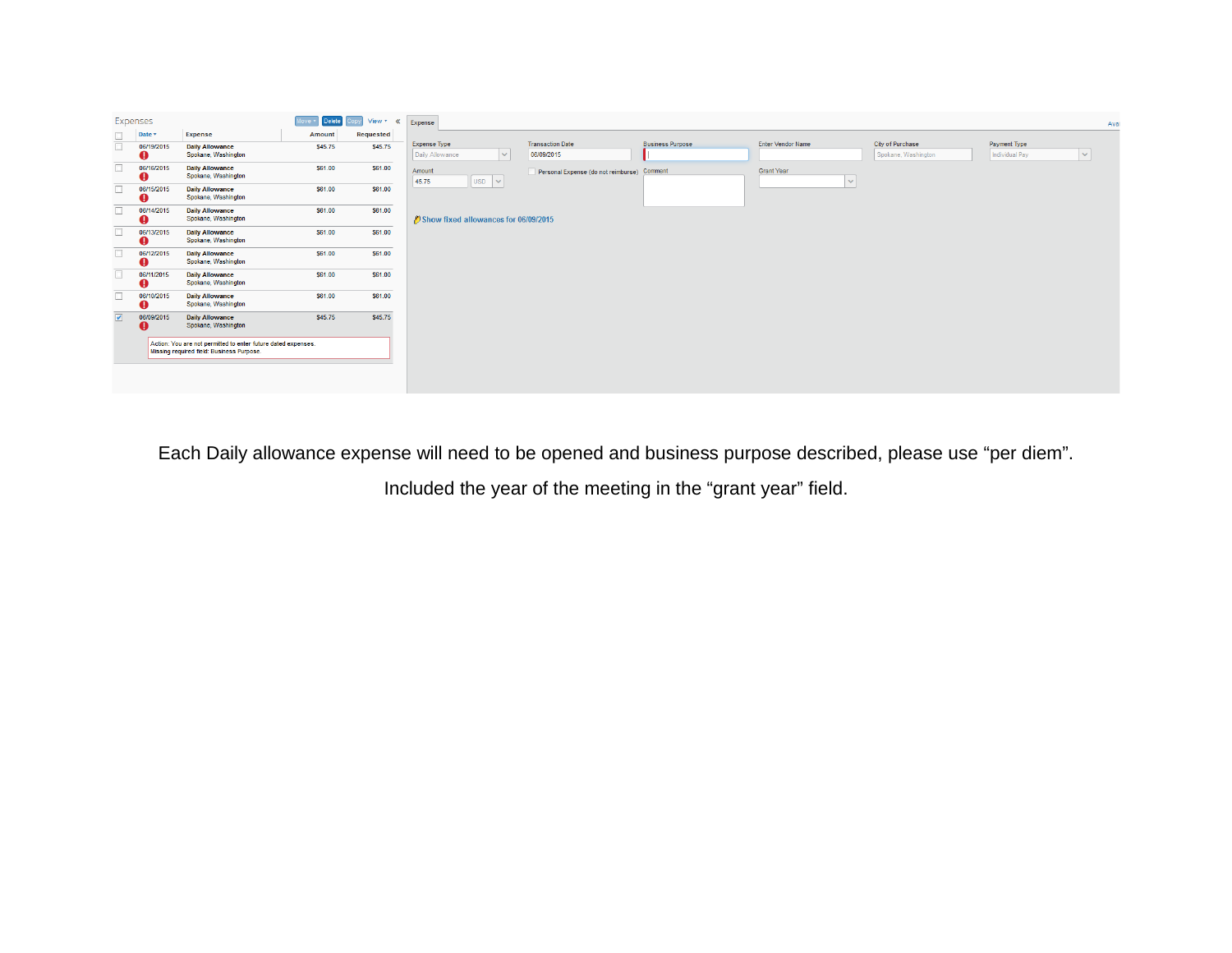| | Date | Expense | Amount | Requested |
|---|---|---|---|---|
| ☐ | 06/19/2015 | Daily Allowance Spokane, Washington | $45.75 | $45.75 |
| ☐ | 06/16/2015 | Daily Allowance Spokane, Washington | $61.00 | $61.00 |
| ☐ | 06/15/2015 | Daily Allowance Spokane, Washington | $61.00 | $61.00 |
| ☐ | 06/14/2015 | Daily Allowance Spokane, Washington | $61.00 | $61.00 |
| ☐ | 06/13/2015 | Daily Allowance Spokane, Washington | $61.00 | $61.00 |
| ☐ | 06/12/2015 | Daily Allowance Spokane, Washington | $61.00 | $61.00 |
| ☐ | 06/11/2015 | Daily Allowance Spokane, Washington | $61.00 | $61.00 |
| ☐ | 06/10/2015 | Daily Allowance Spokane, Washington | $61.00 | $61.00 |
| ☑ | 06/09/2015 | Daily Allowance Spokane, Washington | $45.75 | $45.75 |

Action: You are not permitted to enter future dated expenses.
Missing required field: Business Purpose.

| Expense Type | Transaction Date | Business Purpose | Enter Vendor Name | City of Purchase | Payment Type |
|---|---|---|---|---|---|
| Daily Allowance | 06/09/2015 | | | Spokane, Washington | Individual Pay |

| Amount | | Comment | Grant Year |
|---|---|---|---|
| 45.75 USD | Personal Expense (do not reimburse) | | |

Show fixed allowances for 06/09/2015

Each Daily allowance expense will need to be opened and business purpose described, please use “per diem”.

Included the year of the meeting in the “grant year” field.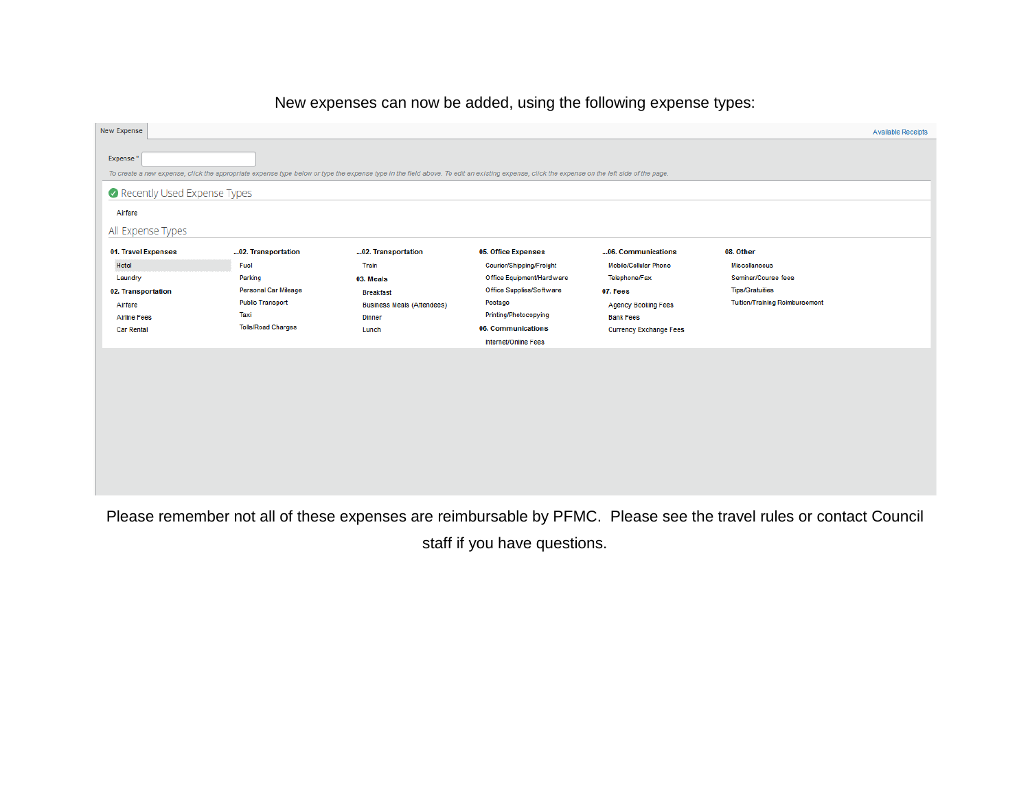New expenses can now be added, using the following expense types:

New Expense

Available Receipts

Expense *

*To create a new expense, click the appropriate expense type below or type the expense type in the field above. To edit an existing expense, click the expense on the left side of the page.*

Recently Used Expense Types

Airfare

All Expense Types

**01. Travel Expenses**
- Hotel
- Laundry

**02. Transportation**
- Airfare
- Airline Fees
- Car Rental
- Fuel
- Parking
- Personal Car Mileage
- Public Transport
- Taxi
- Tolls/Road Charges
- Train

**03. Meals**
- Breakfast
- Business Meals (Attendees)
- Dinner
- Lunch

**05. Office Expenses**
- Courier/Shipping/Freight
- Office Equipment/Hardware
- Office Supplies/Software
- Postage
- Printing/Photocopying

**06. Communications**
- Internet/Online Fees
- Mobile/Cellular Phone
- Telephone/Fax

**07. Fees**
- Agency Booking Fees
- Bank Fees
- Currency Exchange Fees

**08. Other**
- Miscellaneous
- Seminar/Course fees
- Tips/Gratuities
- Tuition/Training Reimbursement

Please remember not all of these expenses are reimbursable by PFMC. Please see the travel rules or contact Council staff if you have questions.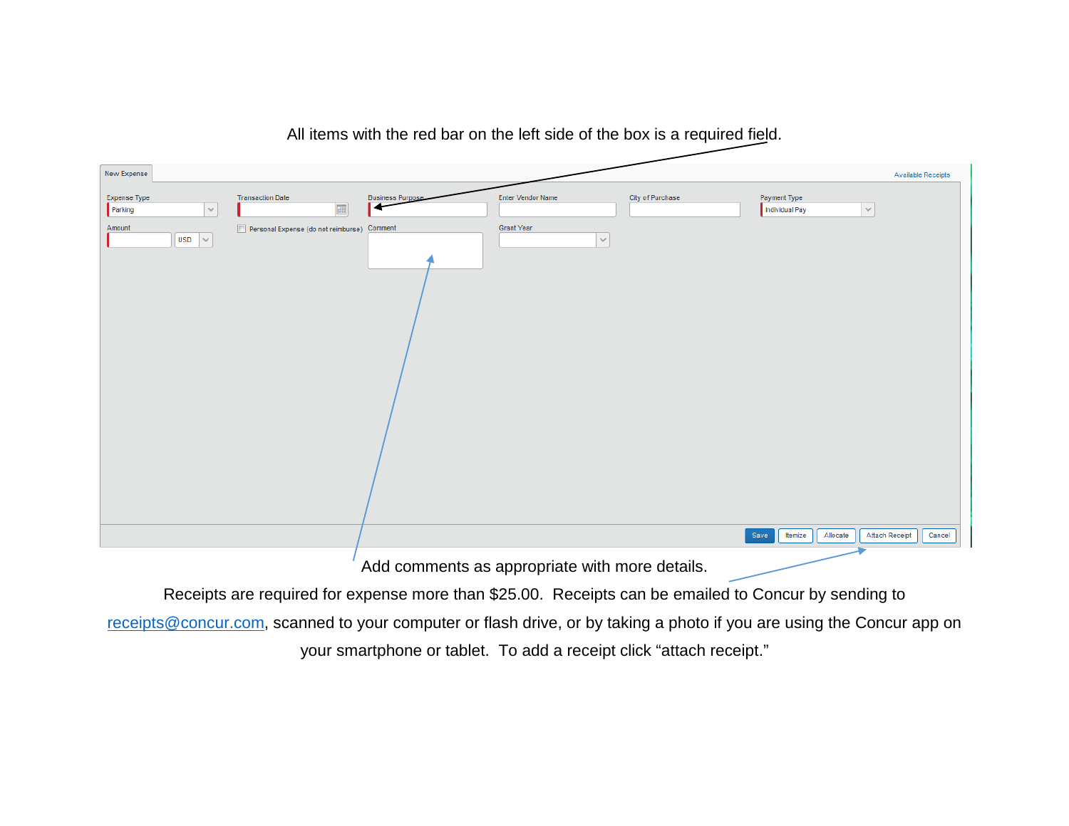All items with the red bar on the left side of the box is a required field.

New Expense

Available Receipts

Expense Type
Parking

Transaction Date

Business Purpose

Enter Vendor Name

City of Purchase

Payment Type
Individual Pay

Amount
USD

Personal Expense (do not reimburse)

Comment

Grant Year

Save | Itemize | Allocate | Attach Receipt | Cancel

Add comments as appropriate with more details.

Receipts are required for expense more than $25.00. Receipts can be emailed to Concur by sending to receipts@concur.com, scanned to your computer or flash drive, or by taking a photo if you are using the Concur app on your smartphone or tablet. To add a receipt click "attach receipt."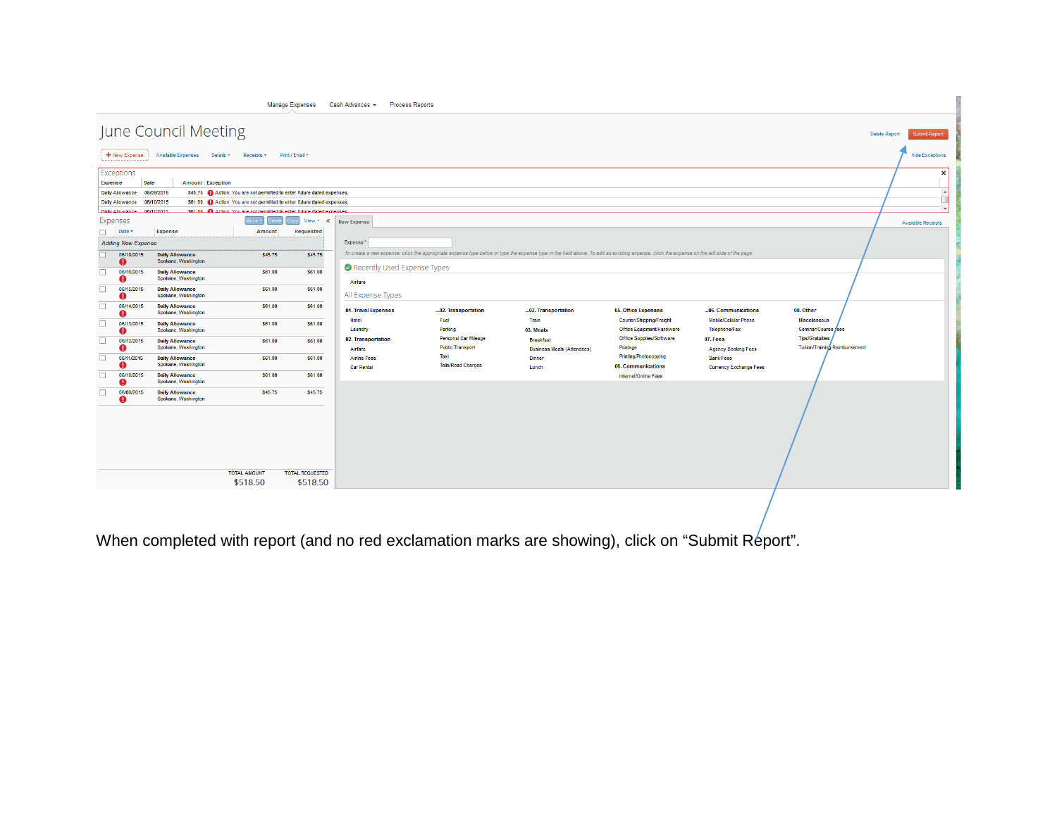Manage Expenses   Cash Advances ▾   Process Reports

# June Council Meeting

Delete Report   Submit Report

+ New Expense   Available Expenses   Details ▾   Receipts ▾   Print / Email ▾   Hide Exceptions

**Exceptions**

| Expense | Date | Amount | Exception |
|---|---|---|---|
| Daily Allowance | 06/09/2015 | $45.75 | Action: You are not permitted to enter future dated expenses. |
| Daily Allowance | 06/10/2015 | $61.00 | Action: You are not permitted to enter future dated expenses. |
| Daily Allowance | 06/11/2015 | $61.00 | Action: You are not permitted to enter future dated expenses. |

**Expenses**   Move ▾   Delete   Copy   View ▾

*Adding New Expense*

| Date | Expense | Amount | Requested |
|---|---|---|---|
| 06/10/2015 | Daily Allowance<br>Spokane, Washington | $45.75 | $45.75 |
| 06/16/2015 | Daily Allowance<br>Spokane, Washington | $61.00 | $61.00 |
| 06/15/2015 | Daily Allowance<br>Spokane, Washington | $61.00 | $61.00 |
| 06/14/2015 | Daily Allowance<br>Spokane, Washington | $61.00 | $61.00 |
| 06/13/2015 | Daily Allowance<br>Spokane, Washington | $61.00 | $61.00 |
| 06/12/2015 | Daily Allowance<br>Spokane, Washington | $61.00 | $61.00 |
| 06/11/2015 | Daily Allowance<br>Spokane, Washington | $61.00 | $61.00 |
| 06/10/2015 | Daily Allowance<br>Spokane, Washington | $61.00 | $61.00 |
| 06/09/2015 | Daily Allowance<br>Spokane, Washington | $45.75 | $45.75 |

TOTAL AMOUNT $518.50   TOTAL REQUESTED $518.50

**New Expense**   Available Receipts

Expense *

*To create a new expense, click the appropriate expense type below or type the expense type in the field above. To edit an existing expense, click the expense on the left side of the page.*

Recently Used Expense Types

Airfare

All Expense Types

| 01. Travel Expenses | ...02. Transportation | ...02. Transportation | 05. Office Expenses | ...06. Communications | 08. Other |
|---|---|---|---|---|---|
| Hotel | Fuel | Train | Courier/Shipping/Freight | Mobile/Cellular Phone | Miscellaneous |
| Laundry | Parking | 03. Meals | Office Equipment/Hardware | Telephone/Fax | Seminar/Course Fees |
| 02. Transportation | Personal Car Mileage | Breakfast | Office Supplies/Software | 07. Fees | Tips/Gratuities |
| Airfare | Public Transport | Business Meals (Attendees) | Postage | Agency Booking Fees | Tuition/Training Reimbursement |
| Airline Fees | Taxi | Dinner | Printing/Photocopying | Bank Fees | |
| Car Rental | Tolls/Road Charges | Lunch | 06. Communications | Currency Exchange Fees | |
| | | | Internet/Online Fees | | |

When completed with report (and no red exclamation marks are showing), click on “Submit Report”.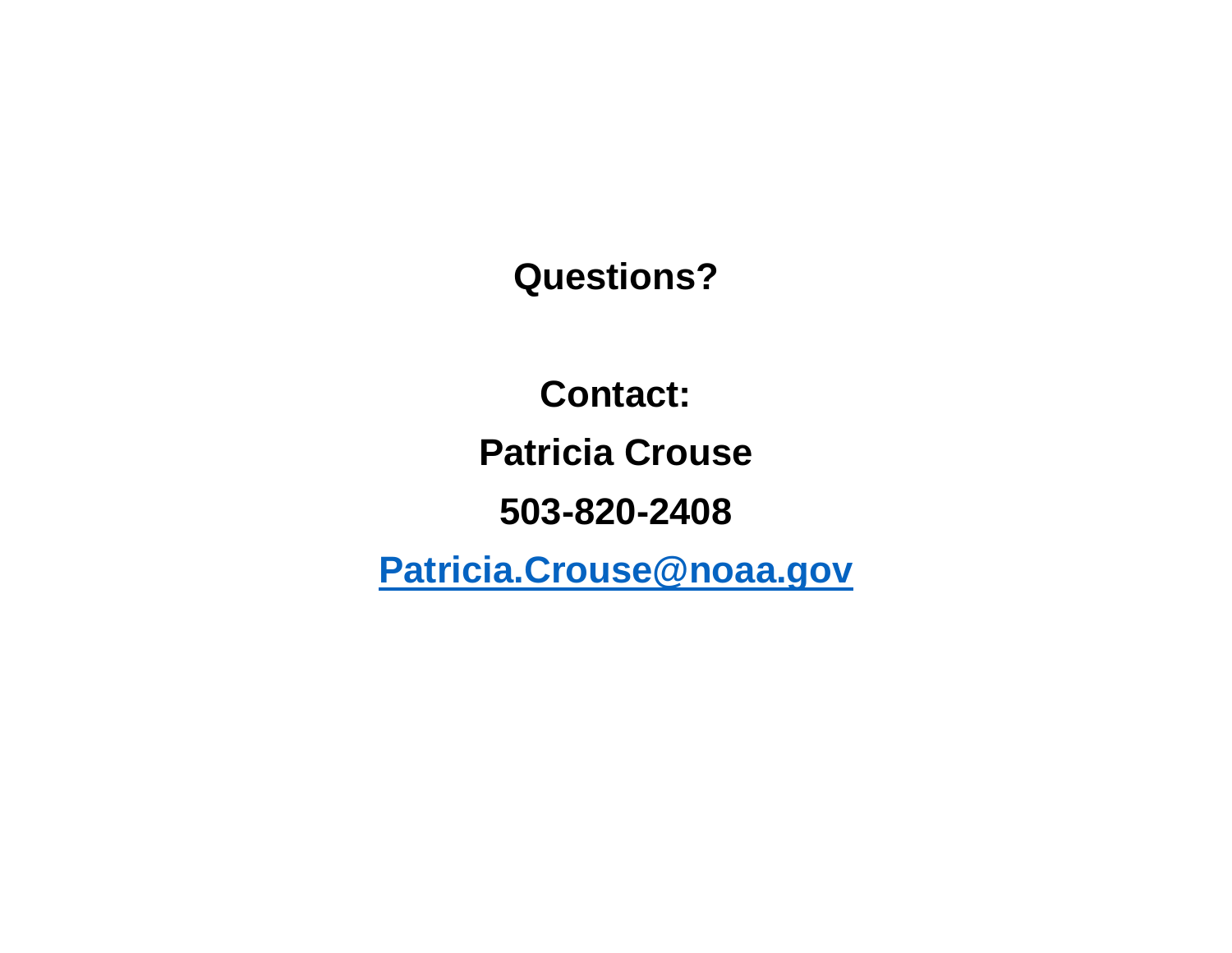**Questions?**

**Contact:**

**Patricia Crouse**

**503-820-2408**

**[Patricia.Crouse@noaa.gov](mailto:Patricia.Crouse@noaa.gov)**